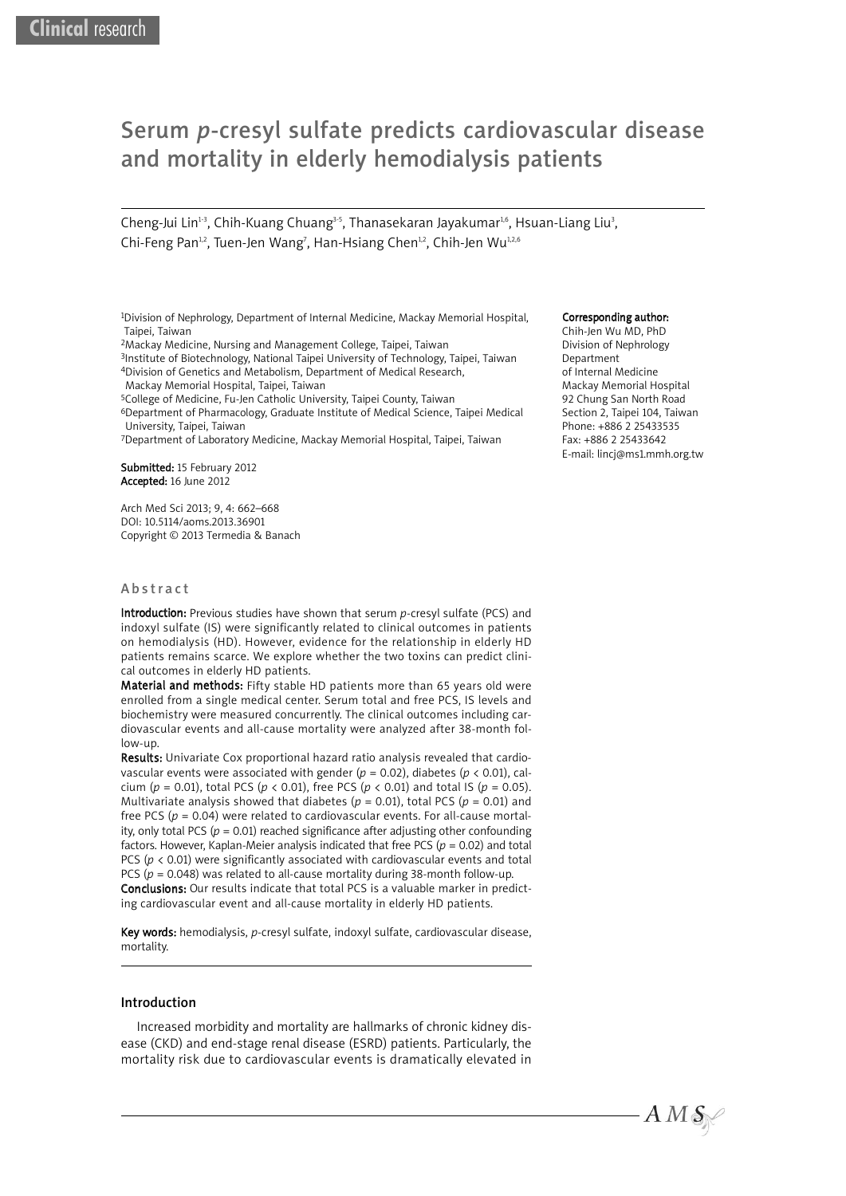Clinical research

# Serum *p*-cresyl sulfate predicts cardiovascular disease and mortality in elderly hemodialysis patients

Cheng-Jui Lin[1-3], Chih-Kuang Chuang[3-5], Thanasekaran Jayakumar[1,6], Hsuan-Liang Liu[3], Chi-Feng Pan[1,2], Tuen-Jen Wang[7], Han-Hsiang Chen[1,2], Chih-Jen Wu[1,2,6]

[1]Division of Nephrology, Department of Internal Medicine, Mackay Memorial Hospital, Taipei, Taiwan
[2]Mackay Medicine, Nursing and Management College, Taipei, Taiwan
[3]Institute of Biotechnology, National Taipei University of Technology, Taipei, Taiwan
[4]Division of Genetics and Metabolism, Department of Medical Research, Mackay Memorial Hospital, Taipei, Taiwan
[5]College of Medicine, Fu-Jen Catholic University, Taipei County, Taiwan
[6]Department of Pharmacology, Graduate Institute of Medical Science, Taipei Medical University, Taipei, Taiwan
[7]Department of Laboratory Medicine, Mackay Memorial Hospital, Taipei, Taiwan

**Submitted:** 15 February 2012
**Accepted:** 16 June 2012

Arch Med Sci 2013; 9, 4: 662–668
DOI: 10.5114/aoms.2013.36901
Copyright © 2013 Termedia & Banach

**Corresponding author:**
Chih-Jen Wu MD, PhD
Division of Nephrology
Department
of Internal Medicine
Mackay Memorial Hospital
92 Chung San North Road
Section 2, Taipei 104, Taiwan
Phone: +886 2 25433535
Fax: +886 2 25433642
E-mail: lincj@ms1.mmh.org.tw

## Abstract

**Introduction:** Previous studies have shown that serum *p*-cresyl sulfate (PCS) and indoxyl sulfate (IS) were significantly related to clinical outcomes in patients on hemodialysis (HD). However, evidence for the relationship in elderly HD patients remains scarce. We explore whether the two toxins can predict clinical outcomes in elderly HD patients.

**Material and methods:** Fifty stable HD patients more than 65 years old were enrolled from a single medical center. Serum total and free PCS, IS levels and biochemistry were measured concurrently. The clinical outcomes including cardiovascular events and all-cause mortality were analyzed after 38-month follow-up.

**Results:** Univariate Cox proportional hazard ratio analysis revealed that cardiovascular events were associated with gender ($p = 0.02$), diabetes ($p < 0.01$), calcium ($p = 0.01$), total PCS ($p < 0.01$), free PCS ($p < 0.01$) and total IS ($p = 0.05$). Multivariate analysis showed that diabetes ($p = 0.01$), total PCS ($p = 0.01$) and free PCS ($p = 0.04$) were related to cardiovascular events. For all-cause mortality, only total PCS ($p = 0.01$) reached significance after adjusting other confounding factors. However, Kaplan-Meier analysis indicated that free PCS ($p = 0.02$) and total PCS ($p < 0.01$) were significantly associated with cardiovascular events and total PCS ($p = 0.048$) was related to all-cause mortality during 38-month follow-up.

**Conclusions:** Our results indicate that total PCS is a valuable marker in predicting cardiovascular event and all-cause mortality in elderly HD patients.

**Key words:** hemodialysis, *p*-cresyl sulfate, indoxyl sulfate, cardiovascular disease, mortality.

## Introduction

Increased morbidity and mortality are hallmarks of chronic kidney disease (CKD) and end-stage renal disease (ESRD) patients. Particularly, the mortality risk due to cardiovascular events is dramatically elevated in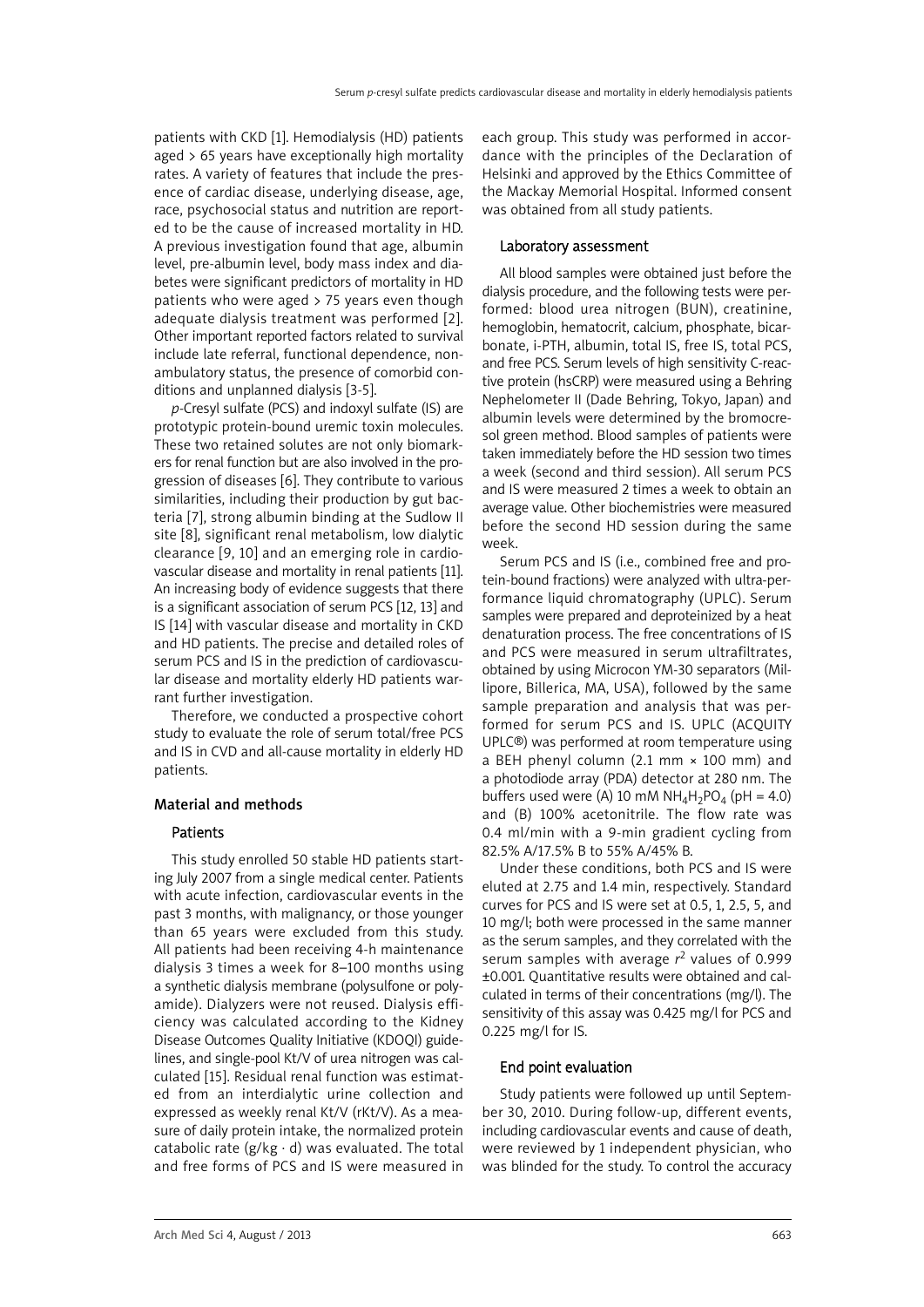patients with CKD [1]. Hemodialysis (HD) patients aged > 65 years have exceptionally high mortality rates. A variety of features that include the presence of cardiac disease, underlying disease, age, race, psychosocial status and nutrition are reported to be the cause of increased mortality in HD. A previous investigation found that age, albumin level, pre-albumin level, body mass index and diabetes were significant predictors of mortality in HD patients who were aged > 75 years even though adequate dialysis treatment was performed [2]. Other important reported factors related to survival include late referral, functional dependence, nonambulatory status, the presence of comorbid conditions and unplanned dialysis [3-5].

*p*-Cresyl sulfate (PCS) and indoxyl sulfate (IS) are prototypic protein-bound uremic toxin molecules. These two retained solutes are not only biomarkers for renal function but are also involved in the progression of diseases [6]. They contribute to various similarities, including their production by gut bacteria [7], strong albumin binding at the Sudlow II site [8], significant renal metabolism, low dialytic clearance [9, 10] and an emerging role in cardiovascular disease and mortality in renal patients [11]. An increasing body of evidence suggests that there is a significant association of serum PCS [12, 13] and IS [14] with vascular disease and mortality in CKD and HD patients. The precise and detailed roles of serum PCS and IS in the prediction of cardiovascular disease and mortality elderly HD patients warrant further investigation.

Therefore, we conducted a prospective cohort study to evaluate the role of serum total/free PCS and IS in CVD and all-cause mortality in elderly HD patients.

## Material and methods

### Patients

This study enrolled 50 stable HD patients starting July 2007 from a single medical center. Patients with acute infection, cardiovascular events in the past 3 months, with malignancy, or those younger than 65 years were excluded from this study. All patients had been receiving 4-h maintenance dialysis 3 times a week for 8–100 months using a synthetic dialysis membrane (polysulfone or polyamide). Dialyzers were not reused. Dialysis efficiency was calculated according to the Kidney Disease Outcomes Quality Initiative (KDOQI) guidelines, and single-pool Kt/V of urea nitrogen was calculated [15]. Residual renal function was estimated from an interdialytic urine collection and expressed as weekly renal Kt/V (rKt/V). As a measure of daily protein intake, the normalized protein catabolic rate (g/kg · d) was evaluated. The total and free forms of PCS and IS were measured in each group. This study was performed in accordance with the principles of the Declaration of Helsinki and approved by the Ethics Committee of the Mackay Memorial Hospital. Informed consent was obtained from all study patients.

### Laboratory assessment

All blood samples were obtained just before the dialysis procedure, and the following tests were performed: blood urea nitrogen (BUN), creatinine, hemoglobin, hematocrit, calcium, phosphate, bicarbonate, i-PTH, albumin, total IS, free IS, total PCS, and free PCS. Serum levels of high sensitivity C-reactive protein (hsCRP) were measured using a Behring Nephelometer II (Dade Behring, Tokyo, Japan) and albumin levels were determined by the bromocresol green method. Blood samples of patients were taken immediately before the HD session two times a week (second and third session). All serum PCS and IS were measured 2 times a week to obtain an average value. Other biochemistries were measured before the second HD session during the same week.

Serum PCS and IS (i.e., combined free and protein-bound fractions) were analyzed with ultra-performance liquid chromatography (UPLC). Serum samples were prepared and deproteinized by a heat denaturation process. The free concentrations of IS and PCS were measured in serum ultrafiltrates, obtained by using Microcon YM-30 separators (Millipore, Billerica, MA, USA), followed by the same sample preparation and analysis that was performed for serum PCS and IS. UPLC (ACQUITY UPLC®) was performed at room temperature using a BEH phenyl column (2.1 mm × 100 mm) and a photodiode array (PDA) detector at 280 nm. The buffers used were (A) 10 mM $NH_4H_2PO_4$ (pH = 4.0) and (B) 100% acetonitrile. The flow rate was 0.4 ml/min with a 9-min gradient cycling from 82.5% A/17.5% B to 55% A/45% B.

Under these conditions, both PCS and IS were eluted at 2.75 and 1.4 min, respectively. Standard curves for PCS and IS were set at 0.5, 1, 2.5, 5, and 10 mg/l; both were processed in the same manner as the serum samples, and they correlated with the serum samples with average $r^2$ values of 0.999 ±0.001. Quantitative results were obtained and calculated in terms of their concentrations (mg/l). The sensitivity of this assay was 0.425 mg/l for PCS and 0.225 mg/l for IS.

### End point evaluation

Study patients were followed up until September 30, 2010. During follow-up, different events, including cardiovascular events and cause of death, were reviewed by 1 independent physician, who was blinded for the study. To control the accuracy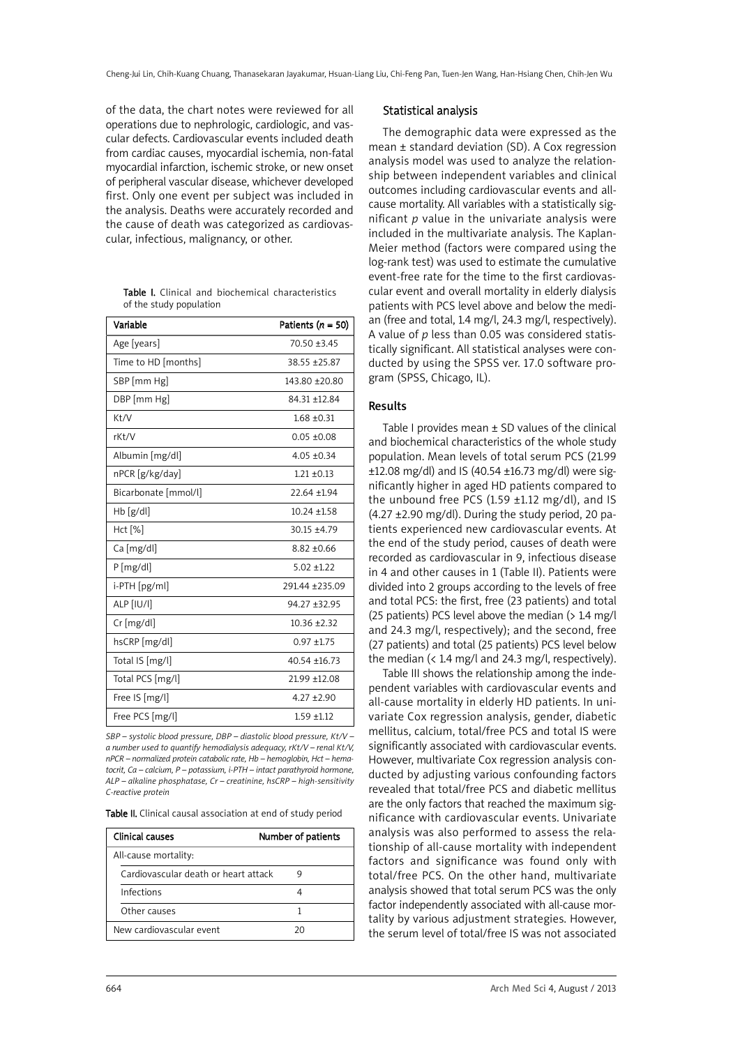of the data, the chart notes were reviewed for all operations due to nephrologic, cardiologic, and vascular defects. Cardiovascular events included death from cardiac causes, myocardial ischemia, non-fatal myocardial infarction, ischemic stroke, or new onset of peripheral vascular disease, whichever developed first. Only one event per subject was included in the analysis. Deaths were accurately recorded and the cause of death was categorized as cardiovascular, infectious, malignancy, or other.

**Table I.** Clinical and biochemical characteristics of the study population

| Variable | Patients ($n$ = 50) |
|---|---|
| Age [years] | 70.50 ±3.45 |
| Time to HD [months] | 38.55 ±25.87 |
| SBP [mm Hg] | 143.80 ±20.80 |
| DBP [mm Hg] | 84.31 ±12.84 |
| Kt/V | 1.68 ±0.31 |
| rKt/V | 0.05 ±0.08 |
| Albumin [mg/dl] | 4.05 ±0.34 |
| nPCR [g/kg/day] | 1.21 ±0.13 |
| Bicarbonate [mmol/l] | 22.64 ±1.94 |
| Hb [g/dl] | 10.24 ±1.58 |
| Hct [%] | 30.15 ±4.79 |
| Ca [mg/dl] | 8.82 ±0.66 |
| P [mg/dl] | 5.02 ±1.22 |
| i-PTH [pg/ml] | 291.44 ±235.09 |
| ALP [IU/l] | 94.27 ±32.95 |
| Cr [mg/dl] | 10.36 ±2.32 |
| hsCRP [mg/dl] | 0.97 ±1.75 |
| Total IS [mg/l] | 40.54 ±16.73 |
| Total PCS [mg/l] | 21.99 ±12.08 |
| Free IS [mg/l] | 4.27 ±2.90 |
| Free PCS [mg/l] | 1.59 ±1.12 |

*SBP – systolic blood pressure, DBP – diastolic blood pressure, Kt/V – a number used to quantify hemodialysis adequacy, rKt/V – renal Kt/V, nPCR – normalized protein catabolic rate, Hb – hemoglobin, Hct – hematocrit, Ca – calcium, P – potassium, i-PTH – intact parathyroid hormone, ALP – alkaline phosphatase, Cr – creatinine, hsCRP – high-sensitivity C-reactive protein*

**Table II.** Clinical causal association at end of study period

| Clinical causes | Number of patients |
|---|---|
| All-cause mortality: | |
| Cardiovascular death or heart attack | 9 |
| Infections | 4 |
| Other causes | 1 |
| New cardiovascular event | 20 |

## Statistical analysis

The demographic data were expressed as the mean ± standard deviation (SD). A Cox regression analysis model was used to analyze the relationship between independent variables and clinical outcomes including cardiovascular events and all-cause mortality. All variables with a statistically significant $p$ value in the univariate analysis were included in the multivariate analysis. The Kaplan-Meier method (factors were compared using the log-rank test) was used to estimate the cumulative event-free rate for the time to the first cardiovascular event and overall mortality in elderly dialysis patients with PCS level above and below the median (free and total, 1.4 mg/l, 24.3 mg/l, respectively). A value of $p$ less than 0.05 was considered statistically significant. All statistical analyses were conducted by using the SPSS ver. 17.0 software program (SPSS, Chicago, IL).

## Results

Table I provides mean ± SD values of the clinical and biochemical characteristics of the whole study population. Mean levels of total serum PCS (21.99 ±12.08 mg/dl) and IS (40.54 ±16.73 mg/dl) were significantly higher in aged HD patients compared to the unbound free PCS (1.59 ±1.12 mg/dl), and IS (4.27 ±2.90 mg/dl). During the study period, 20 patients experienced new cardiovascular events. At the end of the study period, causes of death were recorded as cardiovascular in 9, infectious disease in 4 and other causes in 1 (Table II). Patients were divided into 2 groups according to the levels of free and total PCS: the first, free (23 patients) and total (25 patients) PCS level above the median (> 1.4 mg/l and 24.3 mg/l, respectively); and the second, free (27 patients) and total (25 patients) PCS level below the median (< 1.4 mg/l and 24.3 mg/l, respectively).

Table III shows the relationship among the independent variables with cardiovascular events and all-cause mortality in elderly HD patients. In univariate Cox regression analysis, gender, diabetic mellitus, calcium, total/free PCS and total IS were significantly associated with cardiovascular events. However, multivariate Cox regression analysis conducted by adjusting various confounding factors revealed that total/free PCS and diabetic mellitus are the only factors that reached the maximum significance with cardiovascular events. Univariate analysis was also performed to assess the relationship of all-cause mortality with independent factors and significance was found only with total/free PCS. On the other hand, multivariate analysis showed that total serum PCS was the only factor independently associated with all-cause mortality by various adjustment strategies. However, the serum level of total/free IS was not associated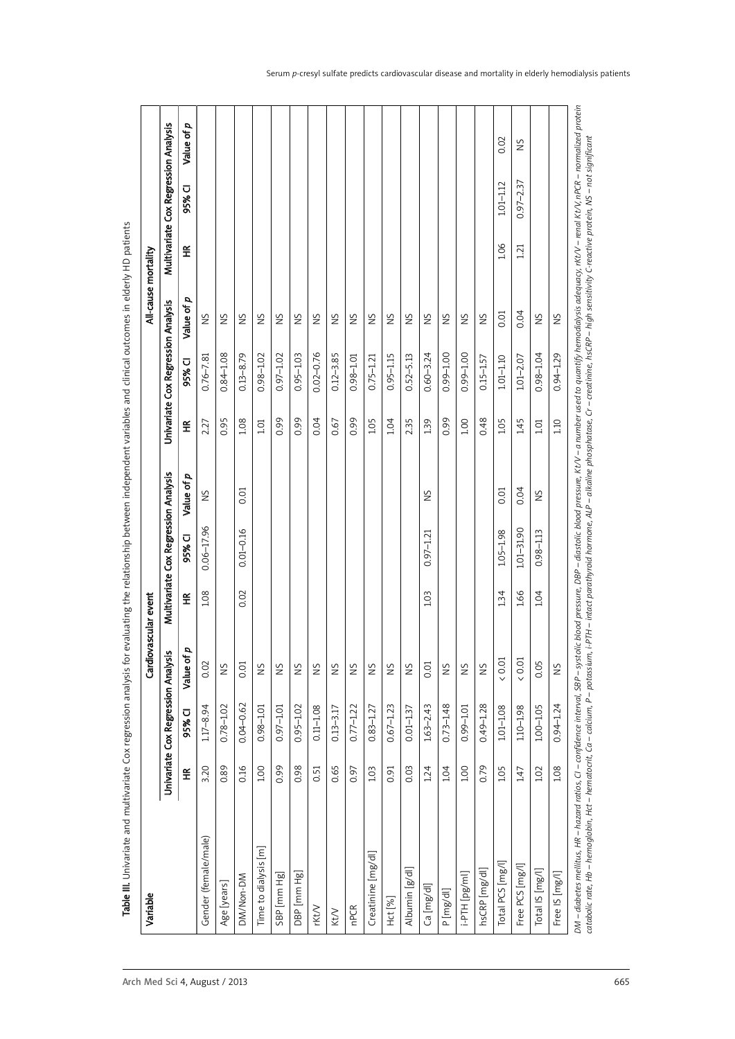**Table III.** Univariate and multivariate Cox regression analysis for evaluating the relationship between independent variables and clinical outcomes in elderly HD patients

| Variable | Cardiovascular event | | | | | | All-cause mortality | | | | | |
|---|---|---|---|---|---|---|---|---|---|---|---|---|
| | Univariate Cox Regression Analysis | | | Multivariate Cox Regression Analysis | | | Univariate Cox Regression Analysis | | | Multivariate Cox Regression Analysis | | |
| | HR | 95% CI | Value of *p* | HR | 95% CI | Value of *p* | HR | 95% CI | Value of *p* | HR | 95% CI | Value of *p* |
| Gender (female/male) | 3.20 | 1.17–8.94 | 0.02 | 1.08 | 0.06–17.96 | NS | 2.27 | 0.76–7.81 | NS | | | |
| Age [years] | 0.89 | 0.78–1.02 | NS | | | | 0.95 | 0.84–1.08 | NS | | | |
| DM/Non-DM | 0.16 | 0.04–0.62 | 0.01 | 0.02 | 0.01–0.16 | 0.01 | 1.08 | 0.13–8.79 | NS | | | |
| Time to dialysis [m] | 1.00 | 0.98–1.01 | NS | | | | 1.01 | 0.98–1.02 | NS | | | |
| SBP [mm Hg] | 0.99 | 0.97–1.01 | NS | | | | 0.99 | 0.97–1.02 | NS | | | |
| DBP [mm Hg] | 0.98 | 0.95–1.02 | NS | | | | 0.99 | 0.95–1.03 | NS | | | |
| rKt/V | 0.51 | 0.11–1.08 | NS | | | | 0.04 | 0.02–0.76 | NS | | | |
| Kt/V | 0.65 | 0.13–3.17 | NS | | | | 0.67 | 0.12–3.85 | NS | | | |
| nPCR | 0.97 | 0.77–1.22 | NS | | | | 0.99 | 0.98–1.01 | NS | | | |
| Creatinine [mg/dl] | 1.03 | 0.83–1.27 | NS | | | | 1.05 | 0.75–1.21 | NS | | | |
| Hct [%] | 0.91 | 0.67–1.23 | NS | | | | 1.04 | 0.95–1.15 | NS | | | |
| Albumin [g/dl] | 0.03 | 0.01–1.37 | NS | | | | 2.35 | 0.52–5.13 | NS | | | |
| Ca [mg/dl] | 1.24 | 1.63–2.43 | 0.01 | 1.03 | 0.97–1.21 | NS | 1.39 | 0.60–3.24 | NS | | | |
| P [mg/dl] | 1.04 | 0.73–1.48 | NS | | | | 0.99 | 0.99–1.00 | NS | | | |
| i-PTH [pg/ml] | 1.00 | 0.99–1.01 | NS | | | | 1.00 | 0.99–1.00 | NS | | | |
| hsCRP [mg/dl] | 0.79 | 0.49–1.28 | NS | | | | 0.48 | 0.15–1.57 | NS | | | |
| Total PCS [mg/l] | 1.05 | 1.01–1.08 | < 0.01 | 1.34 | 1.05–1.98 | 0.01 | 1.05 | 1.01–1.10 | 0.01 | 1.06 | 1.01–1.12 | 0.02 |
| Free PCS [mg/l] | 1.47 | 1.10–1.98 | < 0.01 | 1.66 | 1.01–31.90 | 0.04 | 1.45 | 1.01–2.07 | 0.04 | 1.21 | 0.97–2.37 | NS |
| Total IS [mg/l] | 1.02 | 1.00–1.05 | 0.05 | 1.04 | 0.98–1.13 | NS | 1.01 | 0.98–1.04 | NS | | | |
| Free IS [mg/l] | 1.08 | 0.94–1.24 | NS | | | | 1.10 | 0.94–1.29 | NS | | | |

DM – diabetes mellitus, HR – hazard ratios, CI – confidence interval, SBP – systolic blood pressure, DBP – diastolic blood pressure, Kt/V – a number used to quantify hemodialysis adequacy, rKt/V – renal Kt/V, nPCR – normalized protein catabolic rate, Hb – hemoglobin, Hct – hematocrit, Ca – calcium, P – potassium, i-PTH – intact parathyroid hormone, ALP – alkaline phosphatase, Cr – creatinine, hsCRP – high sensitivity C-reactive protein, NS – not significant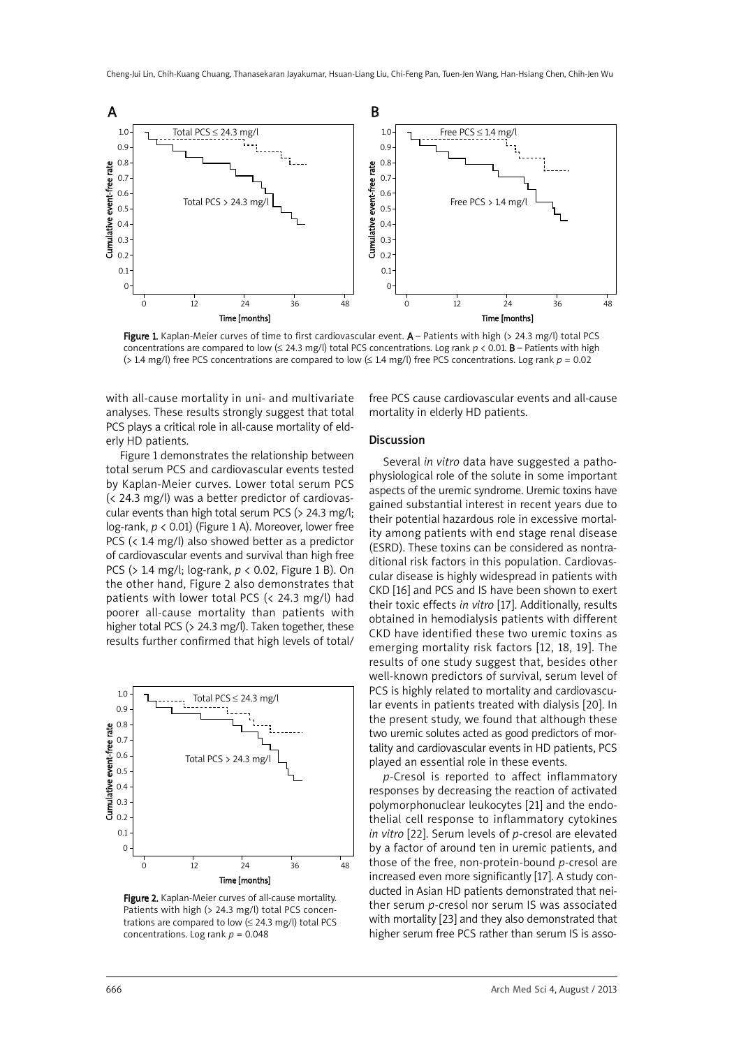Figure 1. Kaplan-Meier curves of time to first cardiovascular event. **A** – Patients with high (> 24.3 mg/l) total PCS concentrations are compared to low (≤ 24.3 mg/l) total PCS concentrations. Log rank $p < 0.01$. **B** – Patients with high (> 1.4 mg/l) free PCS concentrations are compared to low (≤ 1.4 mg/l) free PCS concentrations. Log rank $p = 0.02$

with all-cause mortality in uni- and multivariate analyses. These results strongly suggest that total PCS plays a critical role in all-cause mortality of elderly HD patients.

Figure 1 demonstrates the relationship between total serum PCS and cardiovascular events tested by Kaplan-Meier curves. Lower total serum PCS (< 24.3 mg/l) was a better predictor of cardiovascular events than high total serum PCS (> 24.3 mg/l; log-rank, $p < 0.01$) (Figure 1 A). Moreover, lower free PCS (< 1.4 mg/l) also showed better as a predictor of cardiovascular events and survival than high free PCS (> 1.4 mg/l; log-rank, $p < 0.02$, Figure 1 B). On the other hand, Figure 2 also demonstrates that patients with lower total PCS (< 24.3 mg/l) had poorer all-cause mortality than patients with higher total PCS (> 24.3 mg/l). Taken together, these results further confirmed that high levels of total/free PCS cause cardiovascular events and all-cause mortality in elderly HD patients.

Figure 2. Kaplan-Meier curves of all-cause mortality. Patients with high (> 24.3 mg/l) total PCS concentrations are compared to low (≤ 24.3 mg/l) total PCS concentrations. Log rank $p = 0.048$

## Discussion

Several *in vitro* data have suggested a pathophysiological role of the solute in some important aspects of the uremic syndrome. Uremic toxins have gained substantial interest in recent years due to their potential hazardous role in excessive mortality among patients with end stage renal disease (ESRD). These toxins can be considered as nontraditional risk factors in this population. Cardiovascular disease is highly widespread in patients with CKD [16] and PCS and IS have been shown to exert their toxic effects *in vitro* [17]. Additionally, results obtained in hemodialysis patients with different CKD have identified these two uremic toxins as emerging mortality risk factors [12, 18, 19]. The results of one study suggest that, besides other well-known predictors of survival, serum level of PCS is highly related to mortality and cardiovascular events in patients treated with dialysis [20]. In the present study, we found that although these two uremic solutes acted as good predictors of mortality and cardiovascular events in HD patients, PCS played an essential role in these events.

*p*-Cresol is reported to affect inflammatory responses by decreasing the reaction of activated polymorphonuclear leukocytes [21] and the endothelial cell response to inflammatory cytokines *in vitro* [22]. Serum levels of *p*-cresol are elevated by a factor of around ten in uremic patients, and those of the free, non-protein-bound *p*-cresol are increased even more significantly [17]. A study conducted in Asian HD patients demonstrated that neither serum *p*-cresol nor serum IS was associated with mortality [23] and they also demonstrated that higher serum free PCS rather than serum IS is asso-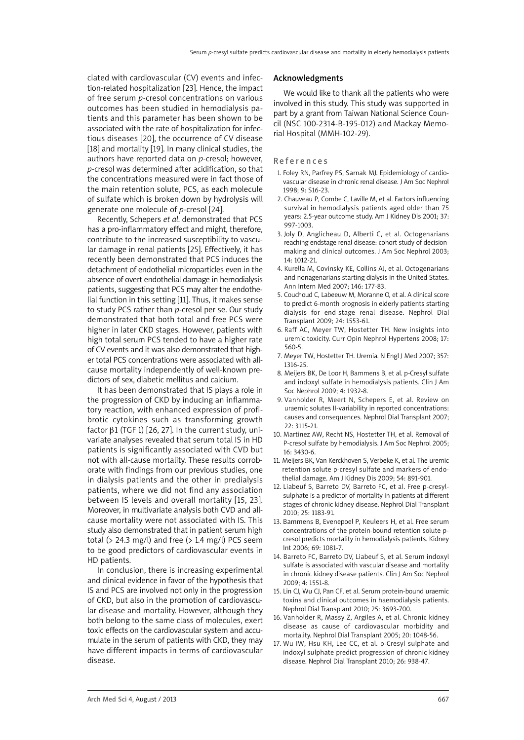ciated with cardiovascular (CV) events and infection-related hospitalization [23]. Hence, the impact of free serum *p*-cresol concentrations on various outcomes has been studied in hemodialysis patients and this parameter has been shown to be associated with the rate of hospitalization for infectious diseases [20], the occurrence of CV disease [18] and mortality [19]. In many clinical studies, the authors have reported data on *p*-cresol; however, *p*-cresol was determined after acidification, so that the concentrations measured were in fact those of the main retention solute, PCS, as each molecule of sulfate which is broken down by hydrolysis will generate one molecule of *p*-cresol [24].

Recently, Schepers *et al*. demonstrated that PCS has a pro-inflammatory effect and might, therefore, contribute to the increased susceptibility to vascular damage in renal patients [25]. Effectively, it has recently been demonstrated that PCS induces the detachment of endothelial microparticles even in the absence of overt endothelial damage in hemodialysis patients, suggesting that PCS may alter the endothelial function in this setting [11]. Thus, it makes sense to study PCS rather than *p*-cresol per se. Our study demonstrated that both total and free PCS were higher in later CKD stages. However, patients with high total serum PCS tended to have a higher rate of CV events and it was also demonstrated that higher total PCS concentrations were associated with all-cause mortality independently of well-known predictors of sex, diabetic mellitus and calcium.

It has been demonstrated that IS plays a role in the progression of CKD by inducing an inflammatory reaction, with enhanced expression of profibrotic cytokines such as transforming growth factor β1 (TGF 1) [26, 27]. In the current study, univariate analyses revealed that serum total IS in HD patients is significantly associated with CVD but not with all-cause mortality. These results corroborate with findings from our previous studies, one in dialysis patients and the other in predialysis patients, where we did not find any association between IS levels and overall mortality [15, 23]. Moreover, in multivariate analysis both CVD and all-cause mortality were not associated with IS. This study also demonstrated that in patient serum high total (> 24.3 mg/l) and free (> 1.4 mg/l) PCS seem to be good predictors of cardiovascular events in HD patients.

In conclusion, there is increasing experimental and clinical evidence in favor of the hypothesis that IS and PCS are involved not only in the progression of CKD, but also in the promotion of cardiovascular disease and mortality. However, although they both belong to the same class of molecules, exert toxic effects on the cardiovascular system and accumulate in the serum of patients with CKD, they may have different impacts in terms of cardiovascular disease.

## Acknowledgments

We would like to thank all the patients who were involved in this study. This study was supported in part by a grant from Taiwan National Science Council (NSC 100-2314-B-195-012) and Mackay Memorial Hospital (MMH-102-29).

## References

1. Foley RN, Parfrey PS, Sarnak MJ. Epidemiology of cardiovascular disease in chronic renal disease. J Am Soc Nephrol 1998; 9: S16-23.
2. Chauveau P, Combe C, Laville M, et al. Factors influencing survival in hemodialysis patients aged older than 75 years: 2.5-year outcome study. Am J Kidney Dis 2001; 37: 997-1003.
3. Joly D, Anglicheau D, Alberti C, et al. Octogenarians reaching endstage renal disease: cohort study of decision-making and clinical outcomes. J Am Soc Nephrol 2003; 14: 1012-21.
4. Kurella M, Covinsky KE, Collins AJ, et al. Octogenarians and nonagenarians starting dialysis in the United States. Ann Intern Med 2007; 146: 177-83.
5. Couchoud C, Labeeuw M, Moranne O, et al. A clinical score to predict 6-month prognosis in elderly patients starting dialysis for end-stage renal disease. Nephrol Dial Transplant 2009; 24: 1553-61.
6. Raff AC, Meyer TW, Hostetter TH. New insights into uremic toxicity. Curr Opin Nephrol Hypertens 2008; 17: 560-5.
7. Meyer TW, Hostetter TH. Uremia. N Engl J Med 2007; 357: 1316-25.
8. Meijers BK, De Loor H, Bammens B, et al. p-Cresyl sulfate and indoxyl sulfate in hemodialysis patients. Clin J Am Soc Nephrol 2009; 4: 1932-8.
9. Vanholder R, Meert N, Schepers E, et al. Review on uraemic solutes II-variability in reported concentrations: causes and consequences. Nephrol Dial Transplant 2007; 22: 3115-21.
10. Martinez AW, Recht NS, Hostetter TH, et al. Removal of P-cresol sulfate by hemodialysis. J Am Soc Nephrol 2005; 16: 3430-6.
11. Meijers BK, Van Kerckhoven S, Verbeke K, et al. The uremic retention solute p-cresyl sulfate and markers of endothelial damage. Am J Kidney Dis 2009; 54: 891-901.
12. Liabeuf S, Barreto DV, Barreto FC, et al. Free p-cresylsulphate is a predictor of mortality in patients at different stages of chronic kidney disease. Nephrol Dial Transplant 2010; 25: 1183-91.
13. Bammens B, Evenepoel P, Keuleers H, et al. Free serum concentrations of the protein-bound retention solute p-cresol predicts mortality in hemodialysis patients. Kidney Int 2006; 69: 1081-7.
14. Barreto FC, Barreto DV, Liabeuf S, et al. Serum indoxyl sulfate is associated with vascular disease and mortality in chronic kidney disease patients. Clin J Am Soc Nephrol 2009; 4: 1551-8.
15. Lin CJ, Wu CJ, Pan CF, et al. Serum protein-bound uraemic toxins and clinical outcomes in haemodialysis patients. Nephrol Dial Transplant 2010; 25: 3693-700.
16. Vanholder R, Massy Z, Argiles A, et al. Chronic kidney disease as cause of cardiovascular morbidity and mortality. Nephrol Dial Transplant 2005; 20: 1048-56.
17. Wu IW, Hsu KH, Lee CC, et al. p-Cresyl sulphate and indoxyl sulphate predict progression of chronic kidney disease. Nephrol Dial Transplant 2010; 26: 938-47.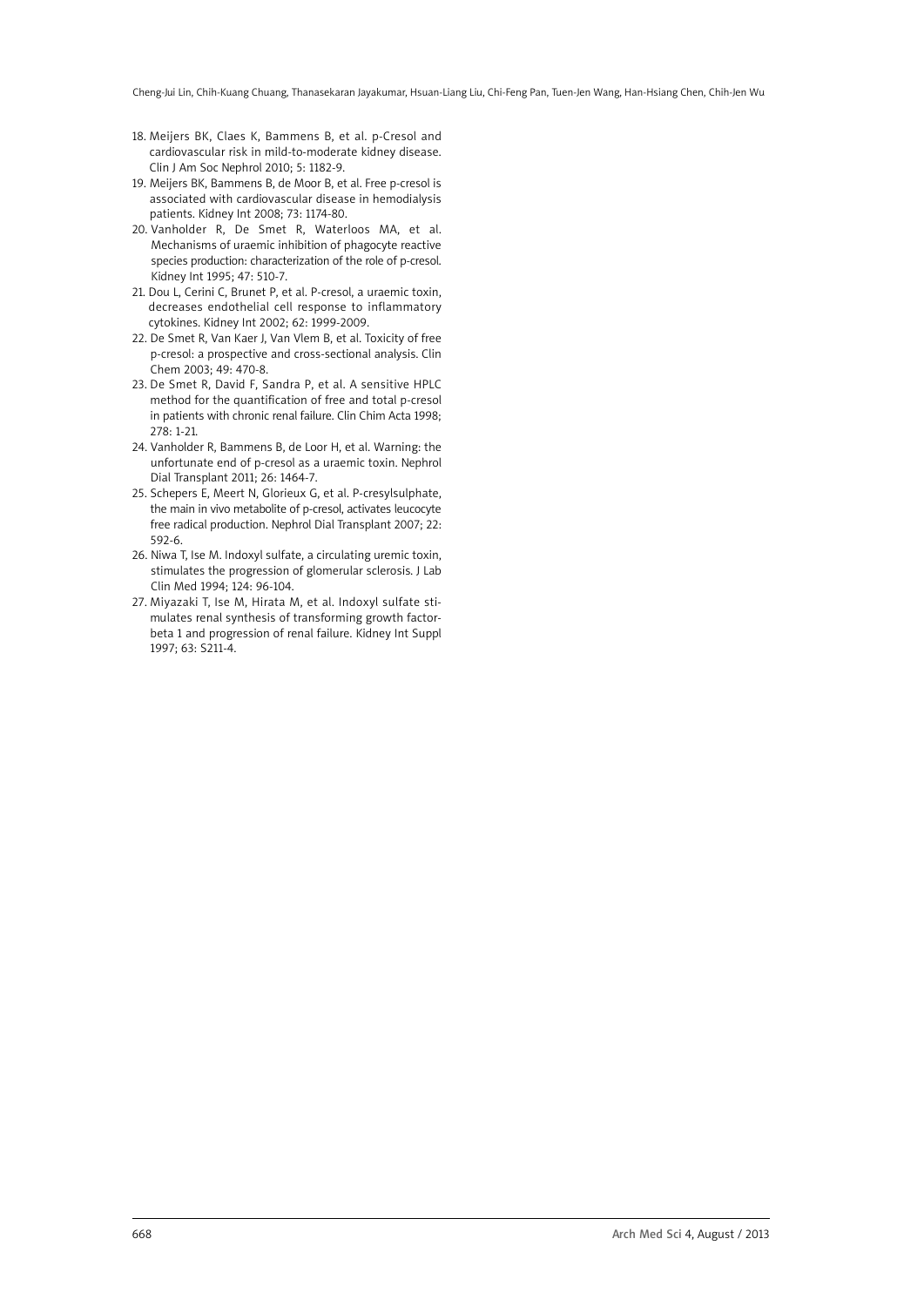18. Meijers BK, Claes K, Bammens B, et al. p-Cresol and cardiovascular risk in mild-to-moderate kidney disease. Clin J Am Soc Nephrol 2010; 5: 1182-9.
19. Meijers BK, Bammens B, de Moor B, et al. Free p-cresol is associated with cardiovascular disease in hemodialysis patients. Kidney Int 2008; 73: 1174-80.
20. Vanholder R, De Smet R, Waterloos MA, et al. Mechanisms of uraemic inhibition of phagocyte reactive species production: characterization of the role of p-cresol. Kidney Int 1995; 47: 510-7.
21. Dou L, Cerini C, Brunet P, et al. P-cresol, a uraemic toxin, decreases endothelial cell response to inflammatory cytokines. Kidney Int 2002; 62: 1999-2009.
22. De Smet R, Van Kaer J, Van Vlem B, et al. Toxicity of free p-cresol: a prospective and cross-sectional analysis. Clin Chem 2003; 49: 470-8.
23. De Smet R, David F, Sandra P, et al. A sensitive HPLC method for the quantification of free and total p-cresol in patients with chronic renal failure. Clin Chim Acta 1998; 278: 1-21.
24. Vanholder R, Bammens B, de Loor H, et al. Warning: the unfortunate end of p-cresol as a uraemic toxin. Nephrol Dial Transplant 2011; 26: 1464-7.
25. Schepers E, Meert N, Glorieux G, et al. P-cresylsulphate, the main in vivo metabolite of p-cresol, activates leucocyte free radical production. Nephrol Dial Transplant 2007; 22: 592-6.
26. Niwa T, Ise M. Indoxyl sulfate, a circulating uremic toxin, stimulates the progression of glomerular sclerosis. J Lab Clin Med 1994; 124: 96-104.
27. Miyazaki T, Ise M, Hirata M, et al. Indoxyl sulfate stimulates renal synthesis of transforming growth factor-beta 1 and progression of renal failure. Kidney Int Suppl 1997; 63: S211-4.